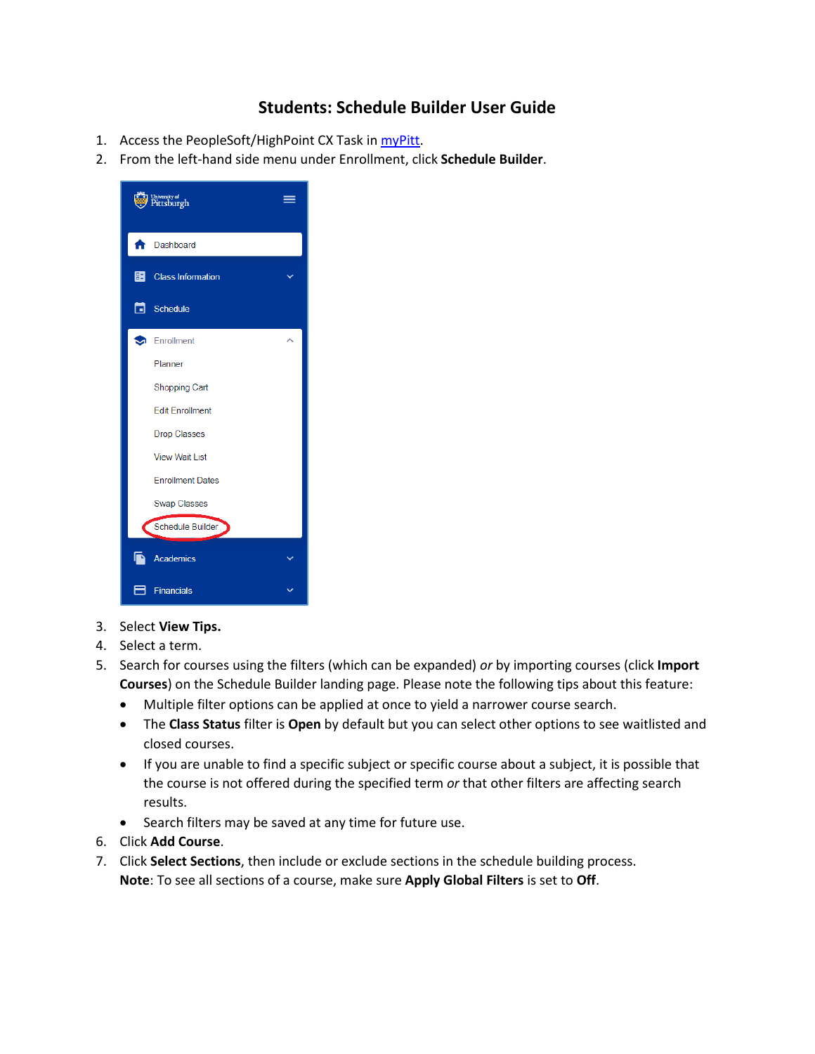# Students: Schedule Builder User Guide

1. Access the PeopleSoft/HighPoint CX Task in myPitt.
2. From the left-hand side menu under Enrollment, click **Schedule Builder**.
3. Select **View Tips.**
4. Select a term.
5. Search for courses using the filters (which can be expanded) *or* by importing courses (click **Import Courses**) on the Schedule Builder landing page. Please note the following tips about this feature:
   - Multiple filter options can be applied at once to yield a narrower course search.
   - The **Class Status** filter is **Open** by default but you can select other options to see waitlisted and closed courses.
   - If you are unable to find a specific subject or specific course about a subject, it is possible that the course is not offered during the specified term *or* that other filters are affecting search results.
   - Search filters may be saved at any time for future use.
6. Click **Add Course**.
7. Click **Select Sections**, then include or exclude sections in the schedule building process.
   **Note**: To see all sections of a course, make sure **Apply Global Filters** is set to **Off**.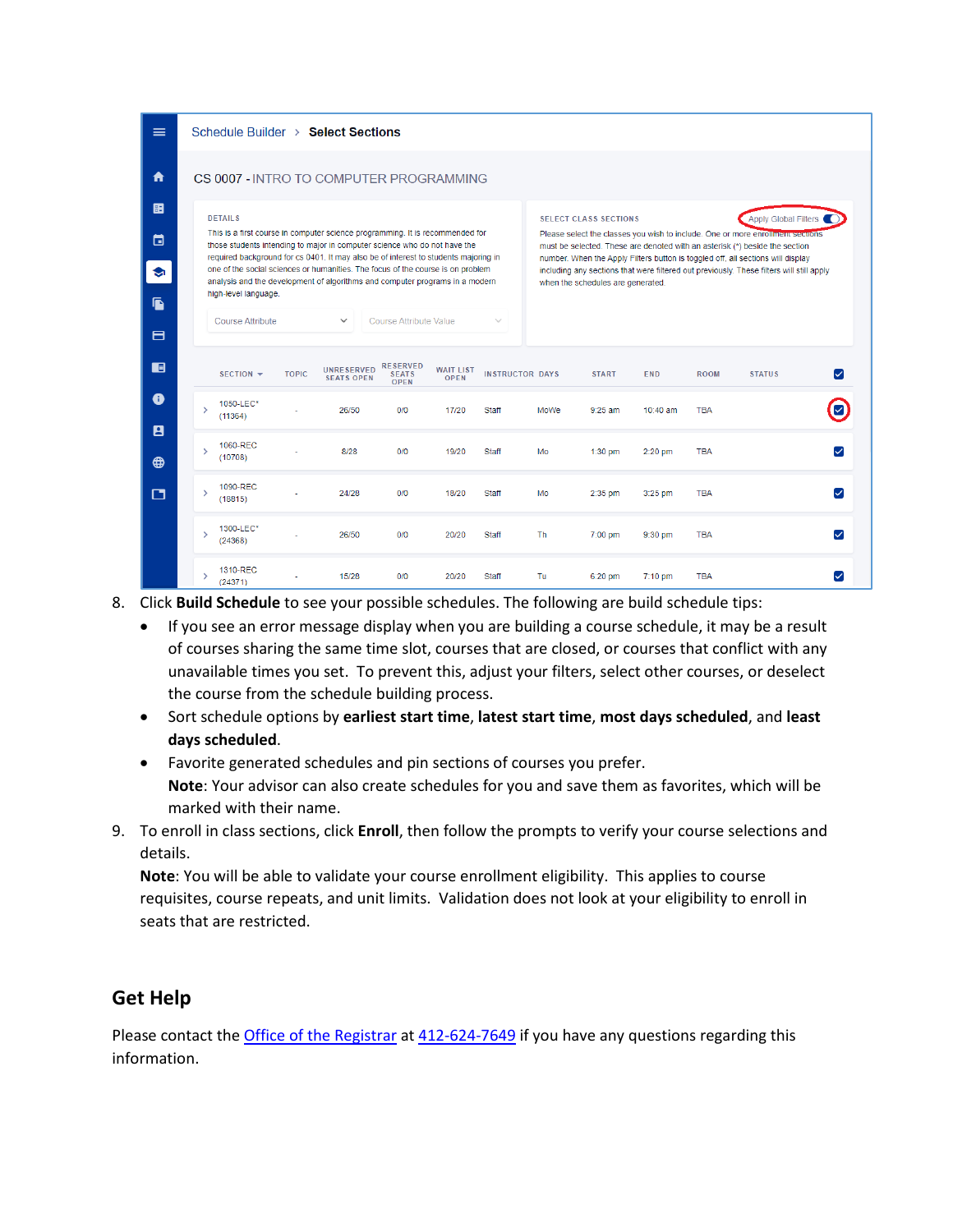8. Click **Build Schedule** to see your possible schedules. The following are build schedule tips:
   - If you see an error message display when you are building a course schedule, it may be a result of courses sharing the same time slot, courses that are closed, or courses that conflict with any unavailable times you set. To prevent this, adjust your filters, select other courses, or deselect the course from the schedule building process.
   - Sort schedule options by **earliest start time**, **latest start time**, **most days scheduled**, and **least days scheduled**.
   - Favorite generated schedules and pin sections of courses you prefer.
     **Note**: Your advisor can also create schedules for you and save them as favorites, which will be marked with their name.
9. To enroll in class sections, click **Enroll**, then follow the prompts to verify your course selections and details.
   **Note**: You will be able to validate your course enrollment eligibility. This applies to course requisites, course repeats, and unit limits. Validation does not look at your eligibility to enroll in seats that are restricted.

## Get Help

Please contact the Office of the Registrar at 412-624-7649 if you have any questions regarding this information.